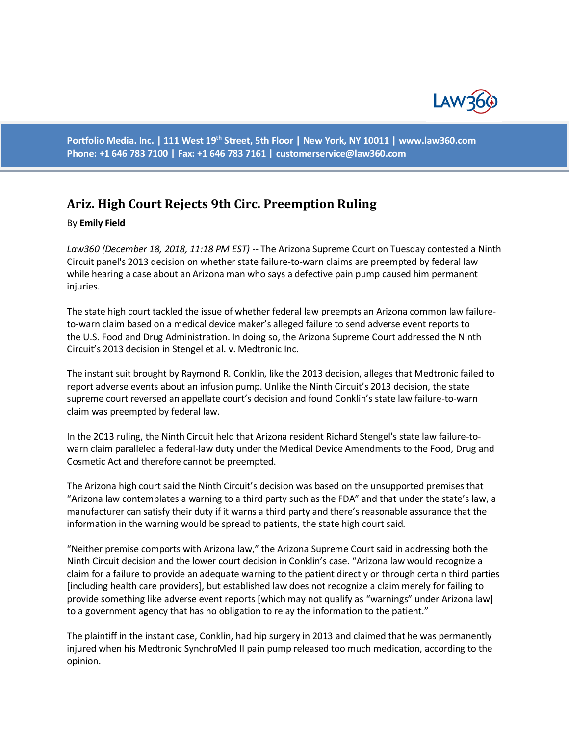Portfolio Media. Inc. | 111 West 19th Street, 5th Floor | New York, NY 10011 | www.law360.com
Phone: +1 646 783 7100 | Fax: +1 646 783 7161 | customerservice@law360.com

## Ariz. High Court Rejects 9th Circ. Preemption Ruling

By **Emily Field**

*Law360 (December 18, 2018, 11:18 PM EST)* -- The Arizona Supreme Court on Tuesday contested a Ninth Circuit panel's 2013 decision on whether state failure-to-warn claims are preempted by federal law while hearing a case about an Arizona man who says a defective pain pump caused him permanent injuries.

The state high court tackled the issue of whether federal law preempts an Arizona common law failure-to-warn claim based on a medical device maker's alleged failure to send adverse event reports to the U.S. Food and Drug Administration. In doing so, the Arizona Supreme Court addressed the Ninth Circuit's 2013 decision in Stengel et al. v. Medtronic Inc.

The instant suit brought by Raymond R. Conklin, like the 2013 decision, alleges that Medtronic failed to report adverse events about an infusion pump. Unlike the Ninth Circuit's 2013 decision, the state supreme court reversed an appellate court's decision and found Conklin's state law failure-to-warn claim was preempted by federal law.

In the 2013 ruling, the Ninth Circuit held that Arizona resident Richard Stengel's state law failure-to-warn claim paralleled a federal-law duty under the Medical Device Amendments to the Food, Drug and Cosmetic Act and therefore cannot be preempted.

The Arizona high court said the Ninth Circuit's decision was based on the unsupported premises that "Arizona law contemplates a warning to a third party such as the FDA" and that under the state's law, a manufacturer can satisfy their duty if it warns a third party and there's reasonable assurance that the information in the warning would be spread to patients, the state high court said.

"Neither premise comports with Arizona law," the Arizona Supreme Court said in addressing both the Ninth Circuit decision and the lower court decision in Conklin's case. "Arizona law would recognize a claim for a failure to provide an adequate warning to the patient directly or through certain third parties [including health care providers], but established law does not recognize a claim merely for failing to provide something like adverse event reports [which may not qualify as "warnings" under Arizona law] to a government agency that has no obligation to relay the information to the patient."

The plaintiff in the instant case, Conklin, had hip surgery in 2013 and claimed that he was permanently injured when his Medtronic SynchroMed II pain pump released too much medication, according to the opinion.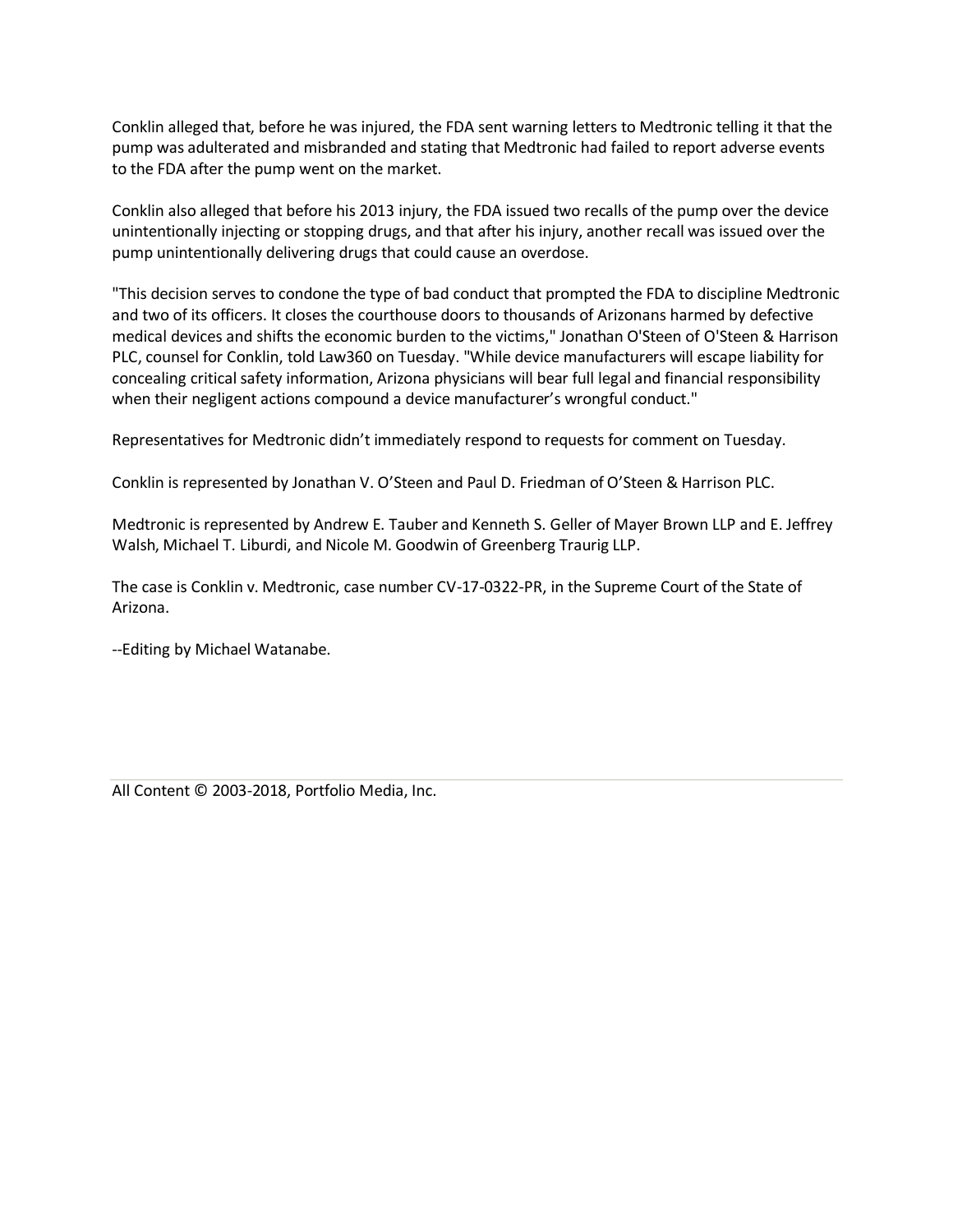Conklin alleged that, before he was injured, the FDA sent warning letters to Medtronic telling it that the pump was adulterated and misbranded and stating that Medtronic had failed to report adverse events to the FDA after the pump went on the market.

Conklin also alleged that before his 2013 injury, the FDA issued two recalls of the pump over the device unintentionally injecting or stopping drugs, and that after his injury, another recall was issued over the pump unintentionally delivering drugs that could cause an overdose.

"This decision serves to condone the type of bad conduct that prompted the FDA to discipline Medtronic and two of its officers. It closes the courthouse doors to thousands of Arizonans harmed by defective medical devices and shifts the economic burden to the victims," Jonathan O'Steen of O'Steen & Harrison PLC, counsel for Conklin, told Law360 on Tuesday. "While device manufacturers will escape liability for concealing critical safety information, Arizona physicians will bear full legal and financial responsibility when their negligent actions compound a device manufacturer's wrongful conduct."

Representatives for Medtronic didn't immediately respond to requests for comment on Tuesday.

Conklin is represented by Jonathan V. O'Steen and Paul D. Friedman of O'Steen & Harrison PLC.

Medtronic is represented by Andrew E. Tauber and Kenneth S. Geller of Mayer Brown LLP and E. Jeffrey Walsh, Michael T. Liburdi, and Nicole M. Goodwin of Greenberg Traurig LLP.

The case is Conklin v. Medtronic, case number CV-17-0322-PR, in the Supreme Court of the State of Arizona.

--Editing by Michael Watanabe.

All Content © 2003-2018, Portfolio Media, Inc.